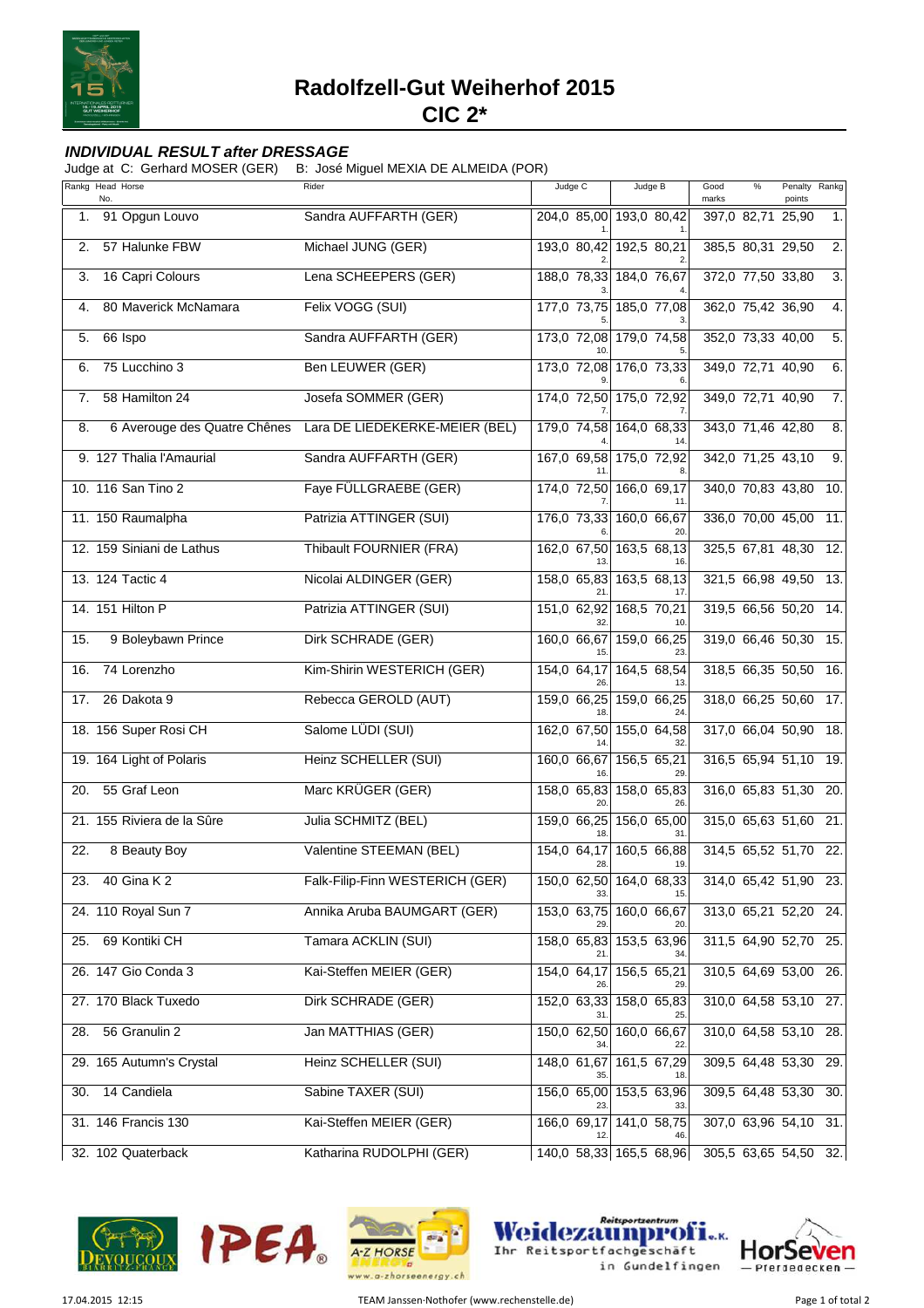# Radolfzell-Gut Weiherhof 2015

## CIC 2*

### *INDIVIDUAL RESULT after DRESSAGE*

Judge at C: Gerhard MOSER (GER) B: José Miguel MEXIA DE ALMEIDA (POR)

| Rankg | Head No. | Horse | Rider | Judge C | | | Judge B | | | Good marks | % | Penalty points | Rankg |
|---|---|---|---|---|---|---|---|---|---|---|---|---|---|
| 1. | 91 | Opgun Louvo | Sandra AUFFARTH (GER) | 204,0 | 85,00 | 1. | 193,0 | 80,42 | 1. | 397,0 | 82,71 | 25,90 | 1. |
| 2. | 57 | Halunke FBW | Michael JUNG (GER) | 193,0 | 80,42 | 2. | 192,5 | 80,21 | 2. | 385,5 | 80,31 | 29,50 | 2. |
| 3. | 16 | Capri Colours | Lena SCHEEPERS (GER) | 188,0 | 78,33 | 3. | 184,0 | 76,67 | 4. | 372,0 | 77,50 | 33,80 | 3. |
| 4. | 80 | Maverick McNamara | Felix VOGG (SUI) | 177,0 | 73,75 | 5. | 185,0 | 77,08 | 3. | 362,0 | 75,42 | 36,90 | 4. |
| 5. | 66 | Ispo | Sandra AUFFARTH (GER) | 173,0 | 72,08 | 10. | 179,0 | 74,58 | 5. | 352,0 | 73,33 | 40,00 | 5. |
| 6. | 75 | Lucchino 3 | Ben LEUWER (GER) | 173,0 | 72,08 | 9. | 176,0 | 73,33 | 6. | 349,0 | 72,71 | 40,90 | 6. |
| 7. | 58 | Hamilton 24 | Josefa SOMMER (GER) | 174,0 | 72,50 | 7. | 175,0 | 72,92 | 7. | 349,0 | 72,71 | 40,90 | 7. |
| 8. | 6 | Averouge des Quatre Chênes | Lara DE LIEDEKERKE-MEIER (BEL) | 179,0 | 74,58 | 4. | 164,0 | 68,33 | 14. | 343,0 | 71,46 | 42,80 | 8. |
| 9. | 127 | Thalia l'Amaurial | Sandra AUFFARTH (GER) | 167,0 | 69,58 | 11. | 175,0 | 72,92 | 8. | 342,0 | 71,25 | 43,10 | 9. |
| 10. | 116 | San Tino 2 | Faye FÜLLGRAEBE (GER) | 174,0 | 72,50 | 7. | 166,0 | 69,17 | 11. | 340,0 | 70,83 | 43,80 | 10. |
| 11. | 150 | Raumalpha | Patrizia ATTINGER (SUI) | 176,0 | 73,33 | 6. | 160,0 | 66,67 | 20. | 336,0 | 70,00 | 45,00 | 11. |
| 12. | 159 | Siniani de Lathus | Thibault FOURNIER (FRA) | 162,0 | 67,50 | 13. | 163,5 | 68,13 | 16. | 325,5 | 67,81 | 48,30 | 12. |
| 13. | 124 | Tactic 4 | Nicolai ALDINGER (GER) | 158,0 | 65,83 | 21. | 163,5 | 68,13 | 17. | 321,5 | 66,98 | 49,50 | 13. |
| 14. | 151 | Hilton P | Patrizia ATTINGER (SUI) | 151,0 | 62,92 | 32. | 168,5 | 70,21 | 10. | 319,5 | 66,56 | 50,20 | 14. |
| 15. | 9 | Boleybawn Prince | Dirk SCHRADE (GER) | 160,0 | 66,67 | 15. | 159,0 | 66,25 | 23. | 319,0 | 66,46 | 50,30 | 15. |
| 16. | 74 | Lorenzho | Kim-Shirin WESTERICH (GER) | 154,0 | 64,17 | 26. | 164,5 | 68,54 | 13. | 318,5 | 66,35 | 50,50 | 16. |
| 17. | 26 | Dakota 9 | Rebecca GEROLD (AUT) | 159,0 | 66,25 | 18. | 159,0 | 66,25 | 24. | 318,0 | 66,25 | 50,60 | 17. |
| 18. | 156 | Super Rosi CH | Salome LÜDI (SUI) | 162,0 | 67,50 | 14. | 155,0 | 64,58 | 32. | 317,0 | 66,04 | 50,90 | 18. |
| 19. | 164 | Light of Polaris | Heinz SCHELLER (SUI) | 160,0 | 66,67 | 16. | 156,5 | 65,21 | 29. | 316,5 | 65,94 | 51,10 | 19. |
| 20. | 55 | Graf Leon | Marc KRÜGER (GER) | 158,0 | 65,83 | 20. | 158,0 | 65,83 | 26. | 316,0 | 65,83 | 51,30 | 20. |
| 21. | 155 | Riviera de la Sûre | Julia SCHMITZ (BEL) | 159,0 | 66,25 | 18. | 156,0 | 65,00 | 31. | 315,0 | 65,63 | 51,60 | 21. |
| 22. | 8 | Beauty Boy | Valentine STEEMAN (BEL) | 154,0 | 64,17 | 28. | 160,5 | 66,88 | 19. | 314,5 | 65,52 | 51,70 | 22. |
| 23. | 40 | Gina K 2 | Falk-Filip-Finn WESTERICH (GER) | 150,0 | 62,50 | 33. | 164,0 | 68,33 | 15. | 314,0 | 65,42 | 51,90 | 23. |
| 24. | 110 | Royal Sun 7 | Annika Aruba BAUMGART (GER) | 153,0 | 63,75 | 29. | 160,0 | 66,67 | 20. | 313,0 | 65,21 | 52,20 | 24. |
| 25. | 69 | Kontiki CH | Tamara ACKLIN (SUI) | 158,0 | 65,83 | 21. | 153,5 | 63,96 | 34. | 311,5 | 64,90 | 52,70 | 25. |
| 26. | 147 | Gio Conda 3 | Kai-Steffen MEIER (GER) | 154,0 | 64,17 | 26. | 156,5 | 65,21 | 29. | 310,5 | 64,69 | 53,00 | 26. |
| 27. | 170 | Black Tuxedo | Dirk SCHRADE (GER) | 152,0 | 63,33 | 31. | 158,0 | 65,83 | 25. | 310,0 | 64,58 | 53,10 | 27. |
| 28. | 56 | Granulin 2 | Jan MATTHIAS (GER) | 150,0 | 62,50 | 34. | 160,0 | 66,67 | 22. | 310,0 | 64,58 | 53,10 | 28. |
| 29. | 165 | Autumn's Crystal | Heinz SCHELLER (SUI) | 148,0 | 61,67 | 35. | 161,5 | 67,29 | 18. | 309,5 | 64,48 | 53,30 | 29. |
| 30. | 14 | Candiela | Sabine TAXER (SUI) | 156,0 | 65,00 | 23. | 153,5 | 63,96 | 33. | 309,5 | 64,48 | 53,30 | 30. |
| 31. | 146 | Francis 130 | Kai-Steffen MEIER (GER) | 166,0 | 69,17 | 12. | 141,0 | 58,75 | 46. | 307,0 | 63,96 | 54,10 | 31. |
| 32. | 102 | Quaterback | Katharina RUDOLPHI (GER) | 140,0 | 58,33 | | 165,5 | 68,96 | | 305,5 | 63,65 | 54,50 | 32. |

17.04.2015 12:15 TEAM Janssen·Nothofer (www.rechenstelle.de)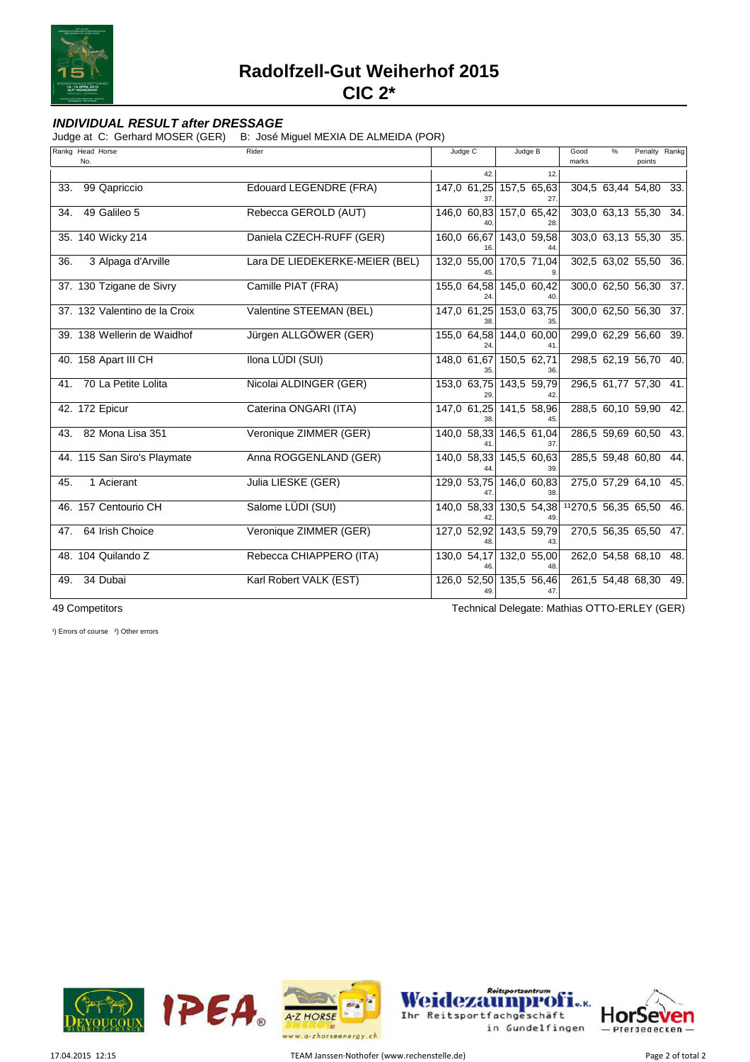# Radolfzell-Gut Weiherhof 2015

## CIC 2*

### *INDIVIDUAL RESULT after DRESSAGE*

Judge at C: Gerhard MOSER (GER) B: José Miguel MEXIA DE ALMEIDA (POR)

| Rankg | Head No. | Horse | Rider | Judge C | | Judge B | | Good marks | % | Penalty points | Rankg |
|---|---|---|---|---|---|---|---|---|---|---|---|
| | | | | | 42. | | 12. | | | | |
| 33. | 99 | Qapriccio | Edouard LEGENDRE (FRA) | 147,0 | 61,25 (37.) | 157,5 | 65,63 (27.) | 304,5 | 63,44 | 54,80 | 33. |
| 34. | 49 | Galileo 5 | Rebecca GEROLD (AUT) | 146,0 | 60,83 (40.) | 157,0 | 65,42 (28.) | 303,0 | 63,13 | 55,30 | 34. |
| 35. | 140 | Wicky 214 | Daniela CZECH-RUFF (GER) | 160,0 | 66,67 (16.) | 143,0 | 59,58 (44.) | 303,0 | 63,13 | 55,30 | 35. |
| 36. | 3 | Alpaga d'Arville | Lara DE LIEDEKERKE-MEIER (BEL) | 132,0 | 55,00 (45.) | 170,5 | 71,04 (9.) | 302,5 | 63,02 | 55,50 | 36. |
| 37. | 130 | Tzigane de Sivry | Camille PIAT (FRA) | 155,0 | 64,58 (24.) | 145,0 | 60,42 (40.) | 300,0 | 62,50 | 56,30 | 37. |
| 37. | 132 | Valentino de la Croix | Valentine STEEMAN (BEL) | 147,0 | 61,25 (38.) | 153,0 | 63,75 (35.) | 300,0 | 62,50 | 56,30 | 37. |
| 39. | 138 | Wellerin de Waidhof | Jürgen ALLGÖWER (GER) | 155,0 | 64,58 (24.) | 144,0 | 60,00 (41.) | 299,0 | 62,29 | 56,60 | 39. |
| 40. | 158 | Apart III CH | Ilona LÜDI (SUI) | 148,0 | 61,67 (35.) | 150,5 | 62,71 (36.) | 298,5 | 62,19 | 56,70 | 40. |
| 41. | 70 | La Petite Lolita | Nicolai ALDINGER (GER) | 153,0 | 63,75 (29.) | 143,5 | 59,79 (42.) | 296,5 | 61,77 | 57,30 | 41. |
| 42. | 172 | Epicur | Caterina ONGARI (ITA) | 147,0 | 61,25 (38.) | 141,5 | 58,96 (45.) | 288,5 | 60,10 | 59,90 | 42. |
| 43. | 82 | Mona Lisa 351 | Veronique ZIMMER (GER) | 140,0 | 58,33 (41.) | 146,5 | 61,04 (37.) | 286,5 | 59,69 | 60,50 | 43. |
| 44. | 115 | San Siro's Playmate | Anna ROGGENLAND (GER) | 140,0 | 58,33 (44.) | 145,5 | 60,63 (39.) | 285,5 | 59,48 | 60,80 | 44. |
| 45. | 1 | Acierant | Julia LIESKE (GER) | 129,0 | 53,75 (47.) | 146,0 | 60,83 (38.) | 275,0 | 57,29 | 64,10 | 45. |
| 46. | 157 | Centourio CH | Salome LÜDI (SUI) | 140,0 | 58,33 (42.) | 130,5 | 54,38 (49.) | [1]1 270,5 | 56,35 | 65,50 | 46. |
| 47. | 64 | Irish Choice | Veronique ZIMMER (GER) | 127,0 | 52,92 (48.) | 143,5 | 59,79 (43.) | 270,5 | 56,35 | 65,50 | 47. |
| 48. | 104 | Quilando Z | Rebecca CHIAPPERO (ITA) | 130,0 | 54,17 (46.) | 132,0 | 55,00 (48.) | 262,0 | 54,58 | 68,10 | 48. |
| 49. | 34 | Dubai | Karl Robert VALK (EST) | 126,0 | 52,50 (49.) | 135,5 | 56,46 (47.) | 261,5 | 54,48 | 68,30 | 49. |

49 Competitors

Technical Delegate: Mathias OTTO-ERLEY (GER)

[1]) Errors of course [2]) Other errors

17.04.2015 12:15 TEAM Janssen·Nothofer (www.rechenstelle.de)